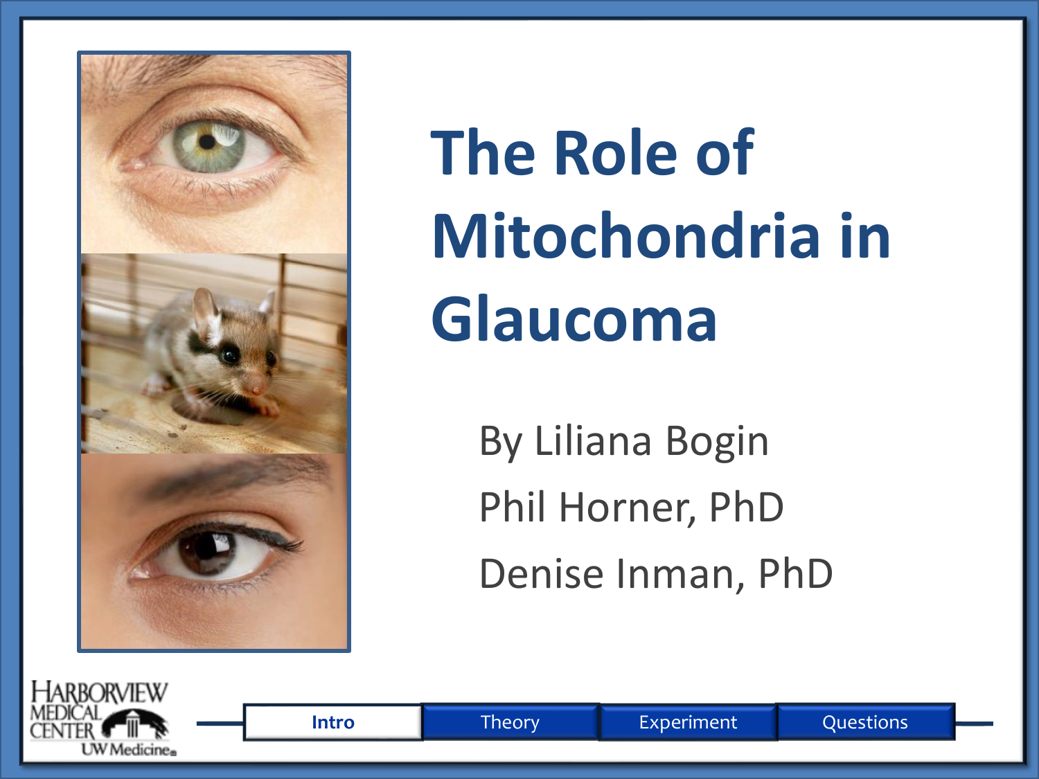# The Role of Mitochondria in Glaucoma

By Liliana Bogin

Phil Horner, PhD

Denise Inman, PhD

HARBORVIEW MEDICAL CENTER UW Medicine

Intro | Theory | Experiment | Questions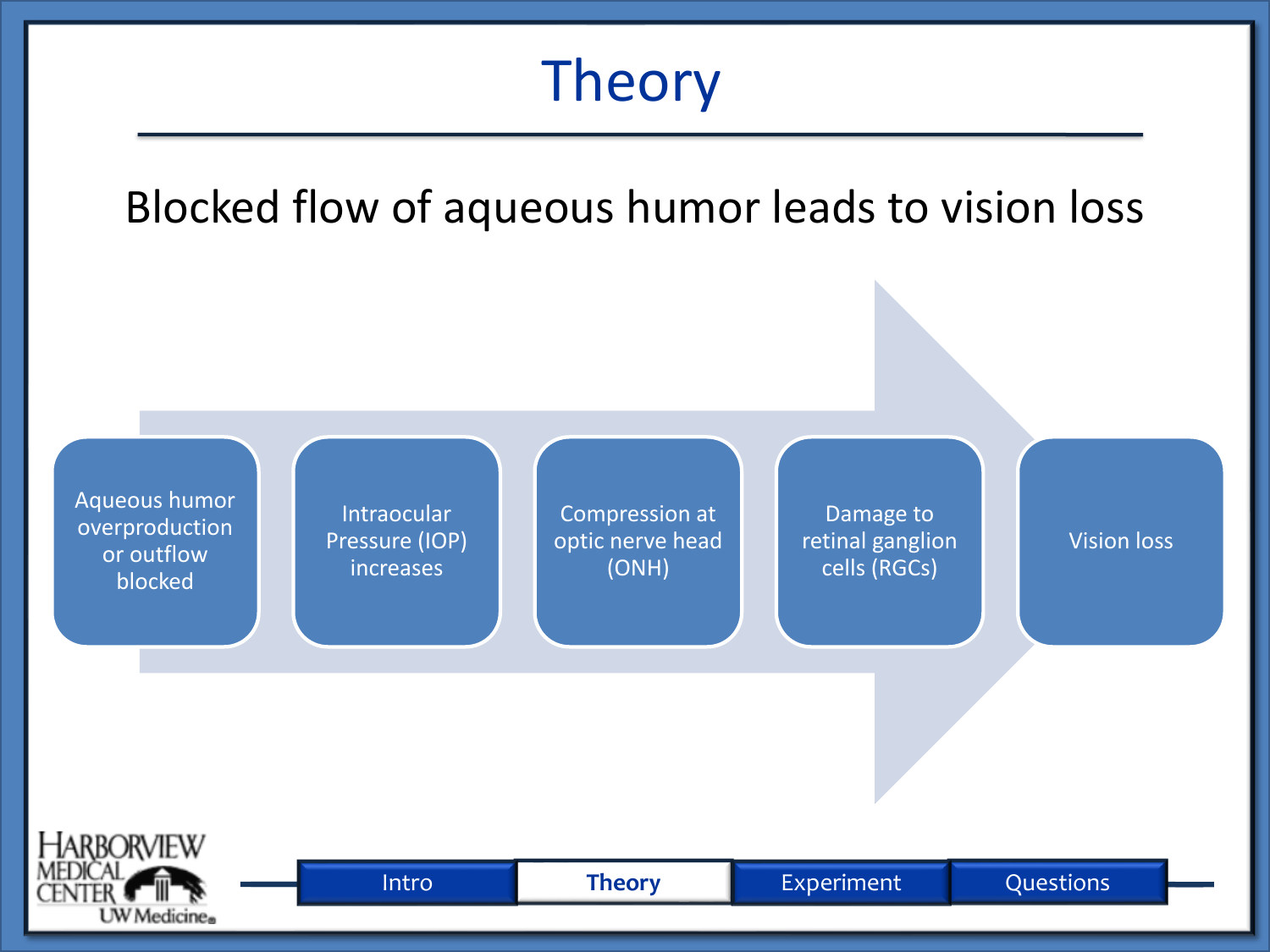# Theory

Blocked flow of aqueous humor leads to vision loss

- Aqueous humor overproduction or outflow blocked
- Intraocular Pressure (IOP) increases
- Compression at optic nerve head (ONH)
- Damage to retinal ganglion cells (RGCs)
- Vision loss

Intro | **Theory** | Experiment | Questions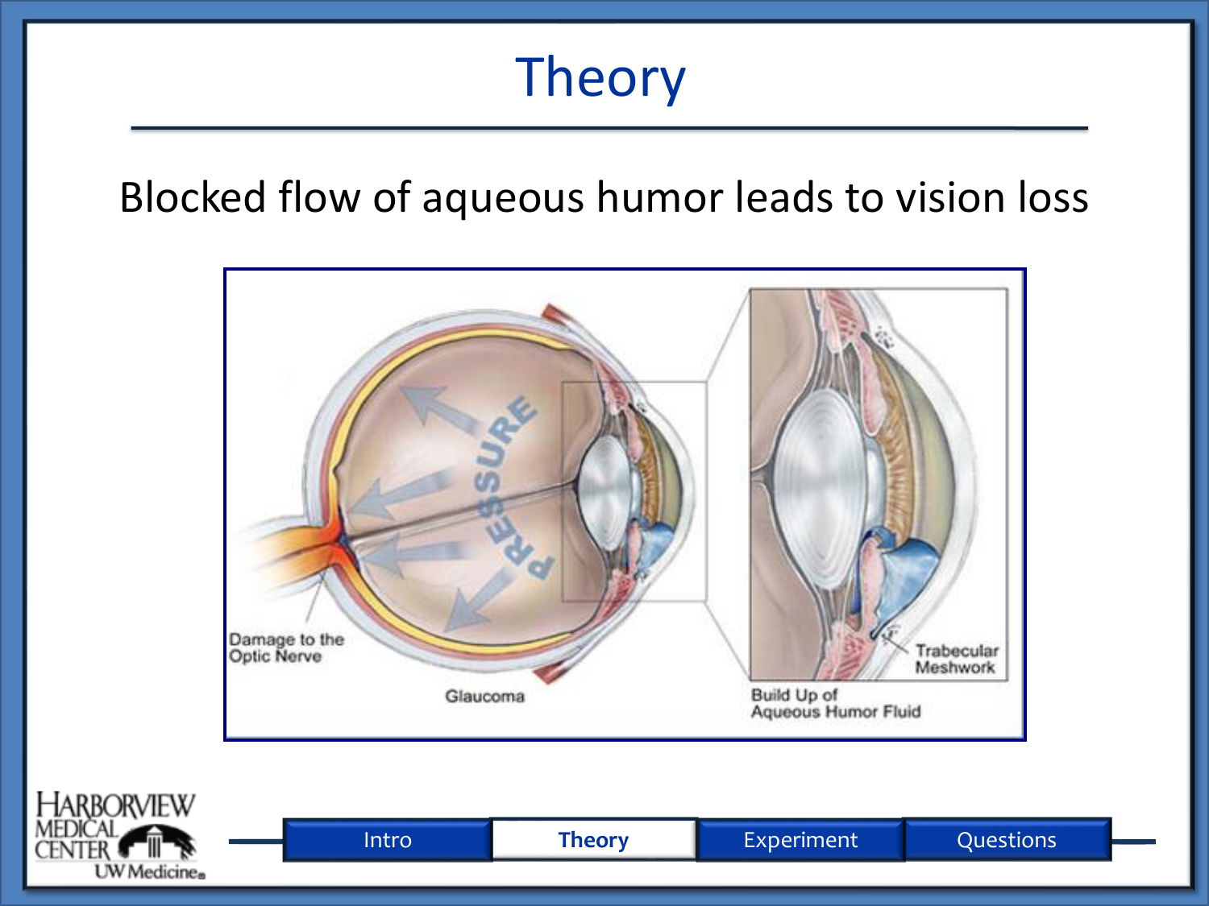# Theory

Blocked flow of aqueous humor leads to vision loss

Damage to the Optic Nerve

PRESSURE

Glaucoma

Trabecular Meshwork

Build Up of Aqueous Humor Fluid

Intro | **Theory** | Experiment | Questions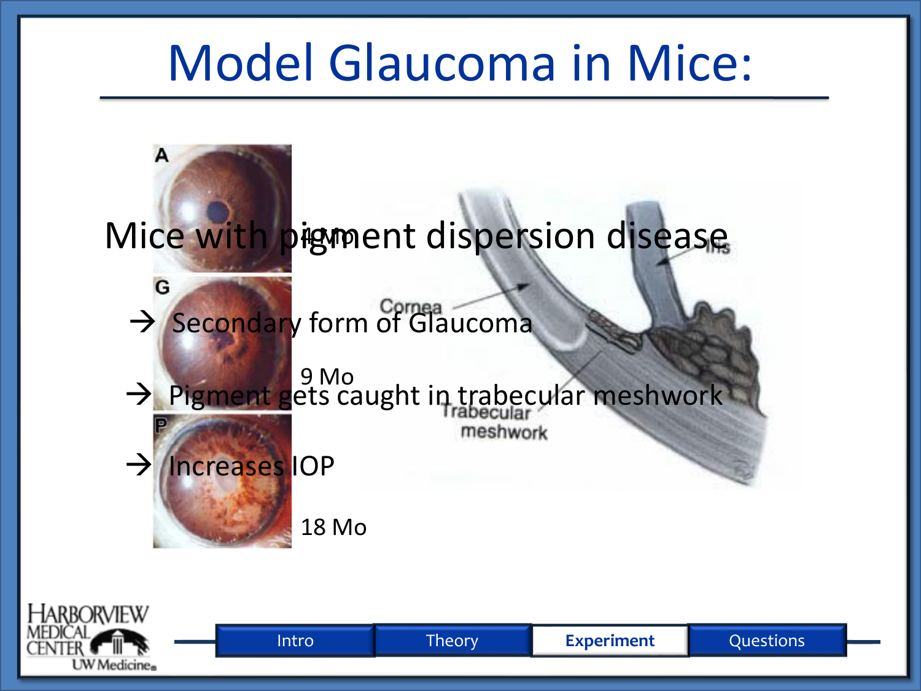# Model Glaucoma in Mice:

Mice with pigment dispersion disease

- → Secondary form of Glaucoma
- → Pigment gets caught in trabecular meshwork
- → Increases IOP

A — 4 Mo

G — 9 Mo

P — 18 Mo

Cornea

Iris

Trabecular meshwork

Intro | Theory | **Experiment** | Questions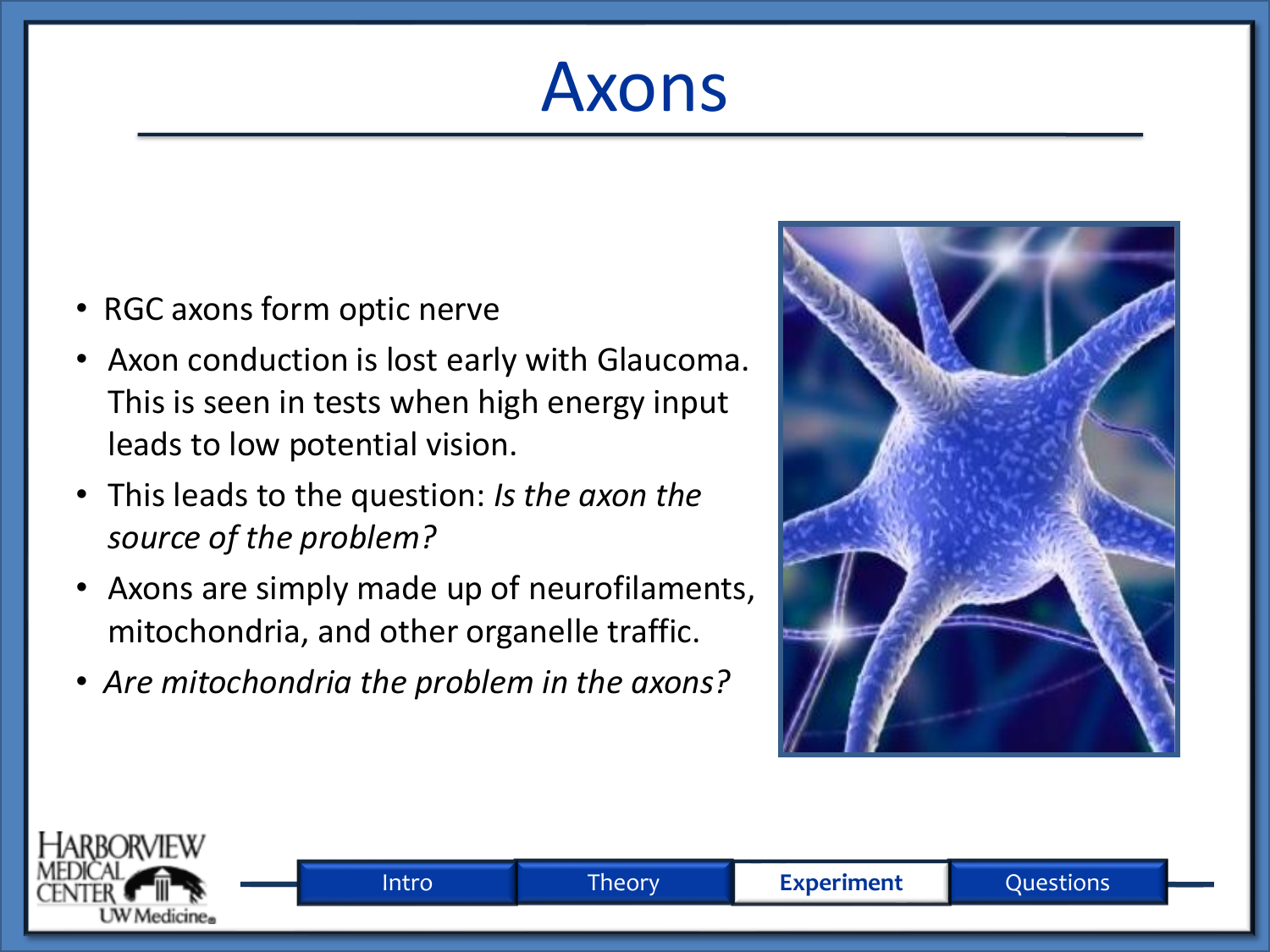# Axons

- RGC axons form optic nerve
- Axon conduction is lost early with Glaucoma. This is seen in tests when high energy input leads to low potential vision.
- This leads to the question: *Is the axon the source of the problem?*
- Axons are simply made up of neurofilaments, mitochondria, and other organelle traffic.
- *Are mitochondria the problem in the axons?*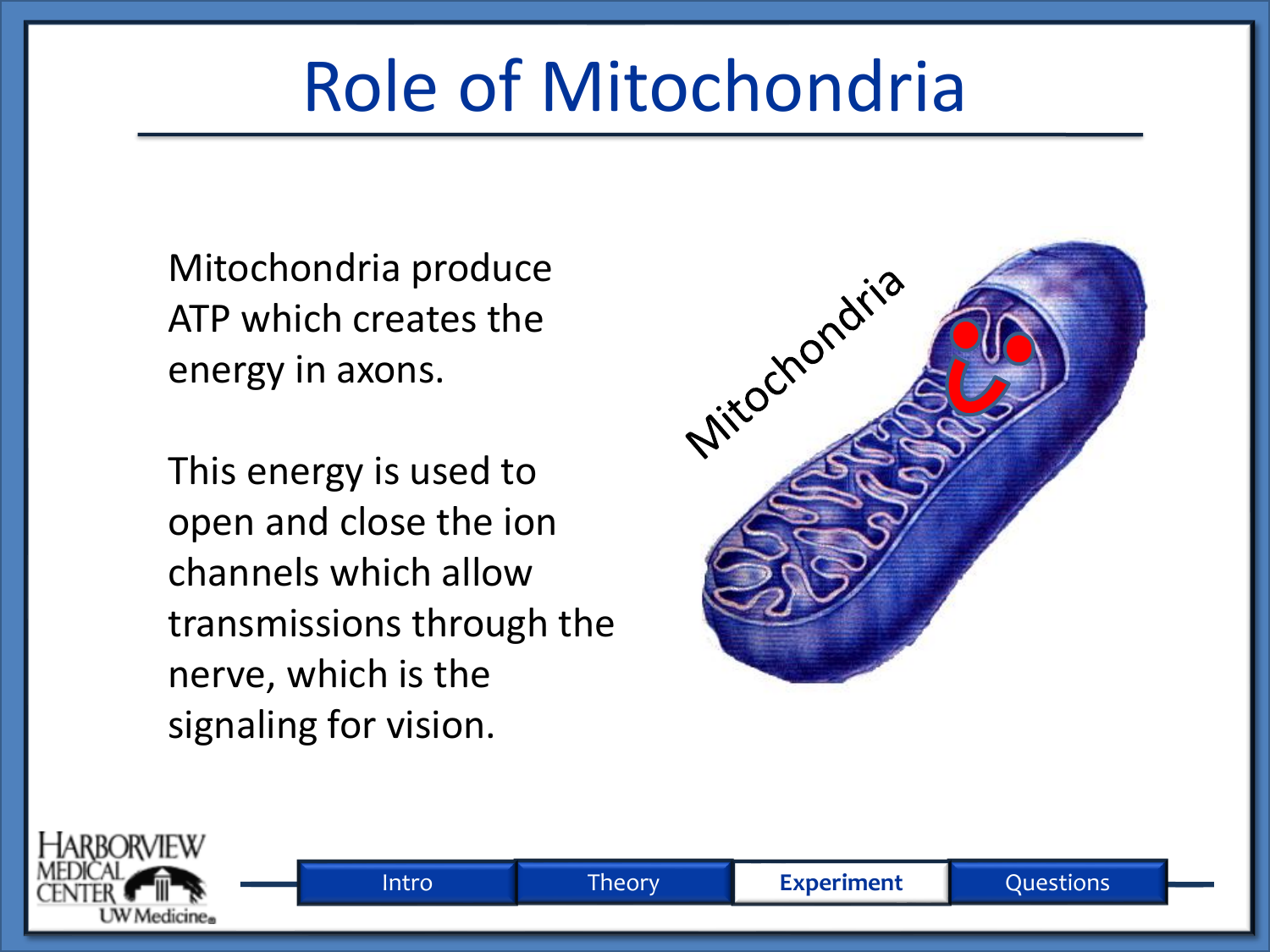# Role of Mitochondria

Mitochondria produce ATP which creates the energy in axons.

This energy is used to open and close the ion channels which allow transmissions through the nerve, which is the signaling for vision.

Mitochondria

Intro | Theory | **Experiment** | Questions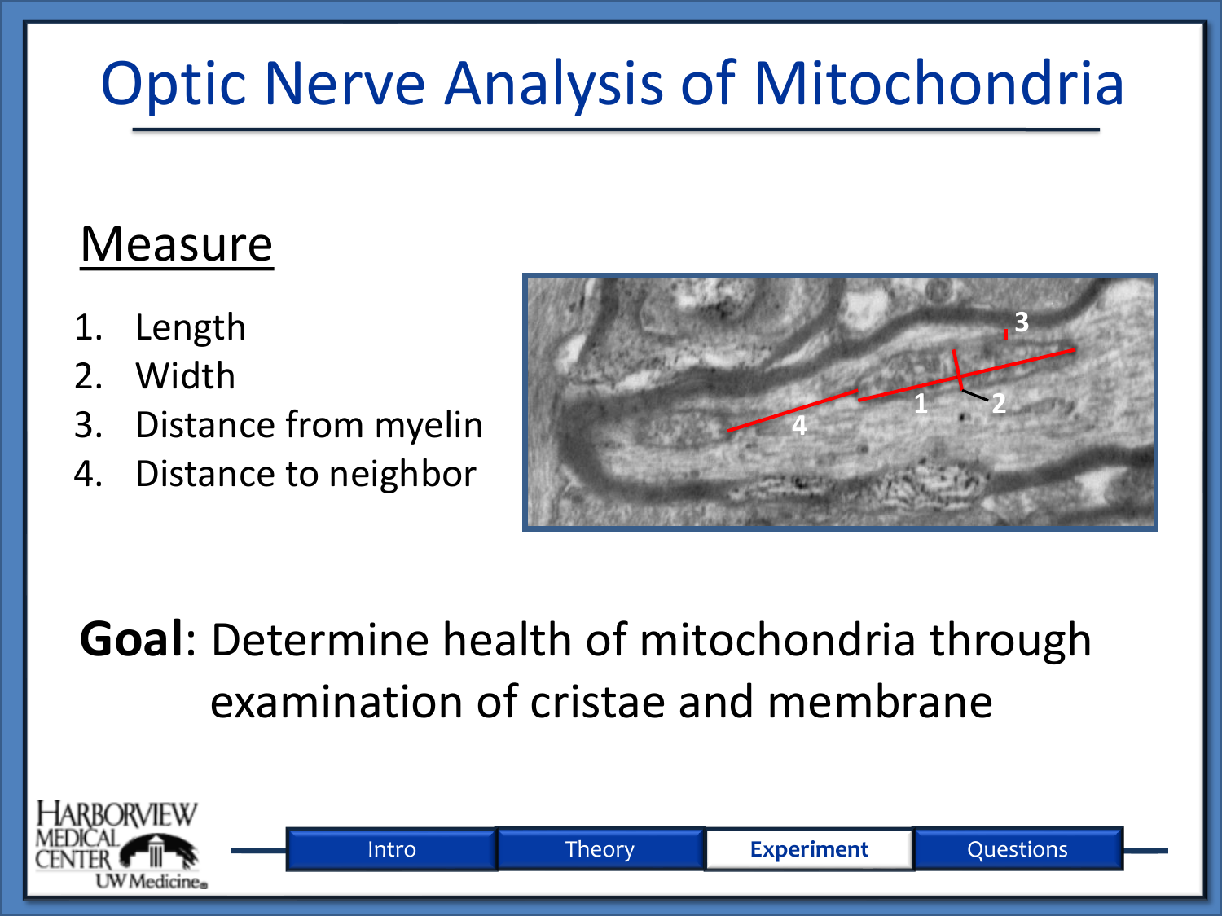# Optic Nerve Analysis of Mitochondria

## Measure

1. Length
2. Width
3. Distance from myelin
4. Distance to neighbor

**Goal**: Determine health of mitochondria through examination of cristae and membrane

Intro | Theory | **Experiment** | Questions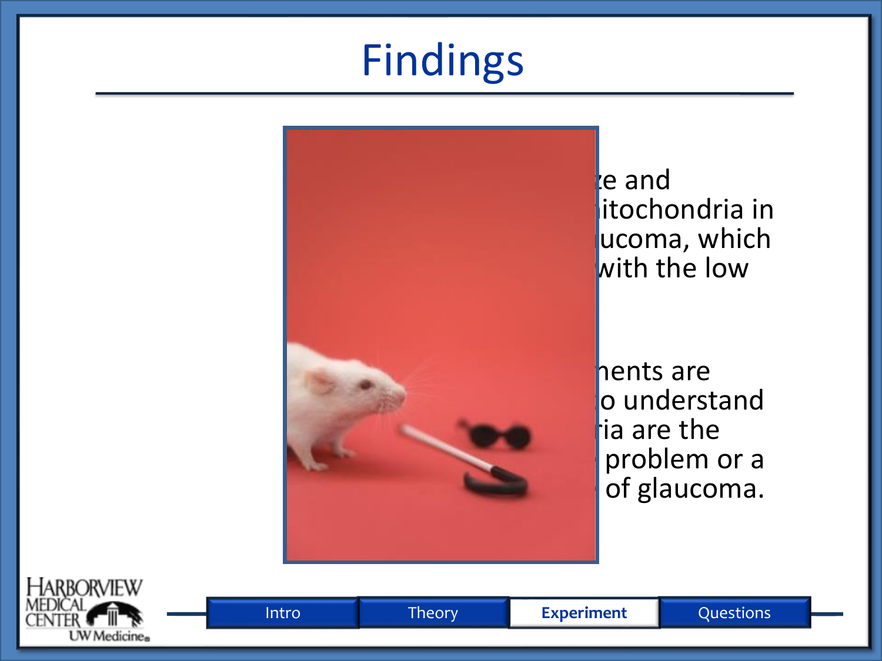# Findings

ze and
itochondria in
ucoma, which
with the low

nents are
o understand
ia are the
problem or a
of glaucoma.

Intro | Theory | **Experiment** | Questions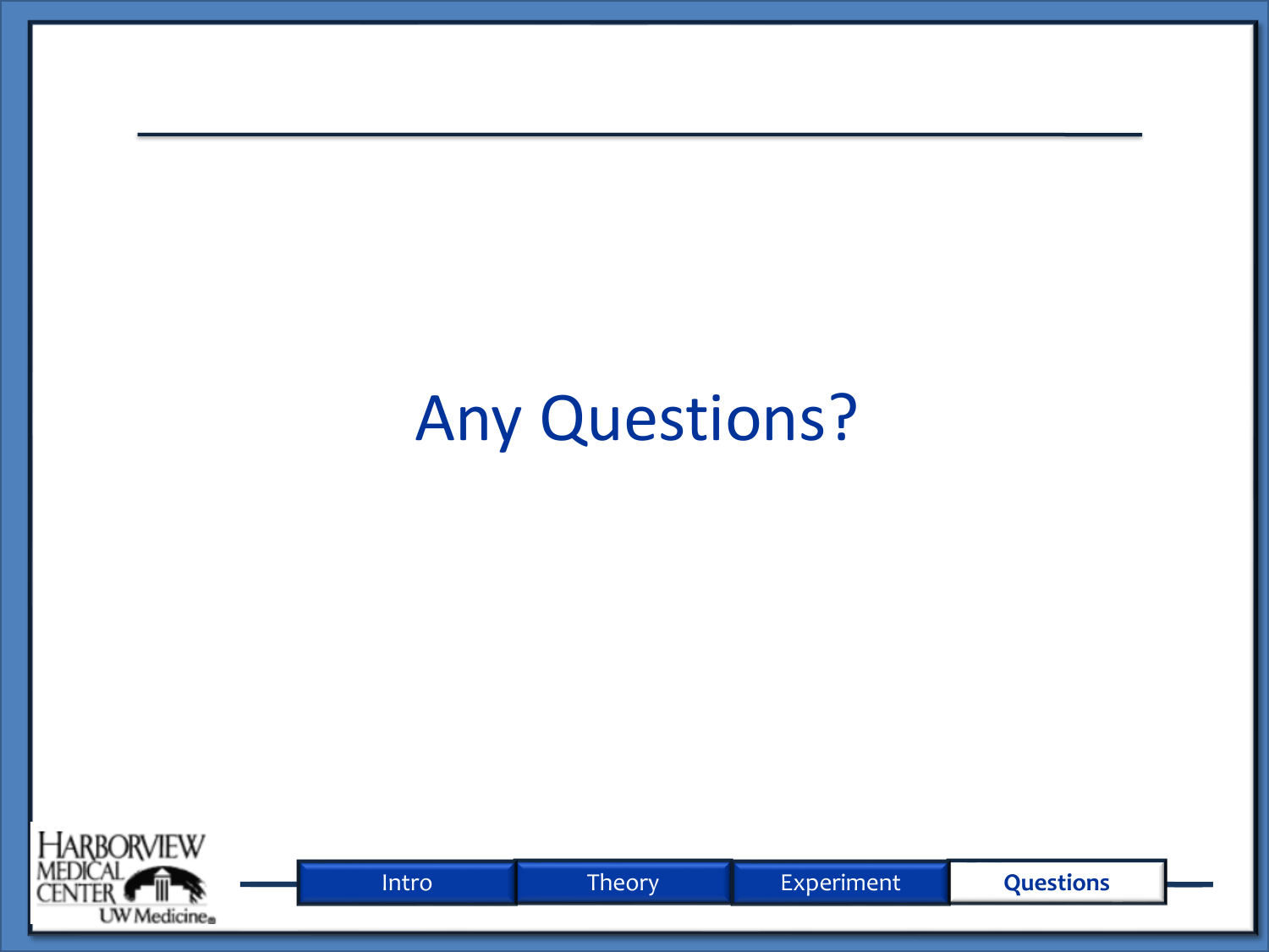# Any Questions?

Intro | Theory | Experiment | **Questions**

HARBORVIEW MEDICAL CENTER
UW Medicine